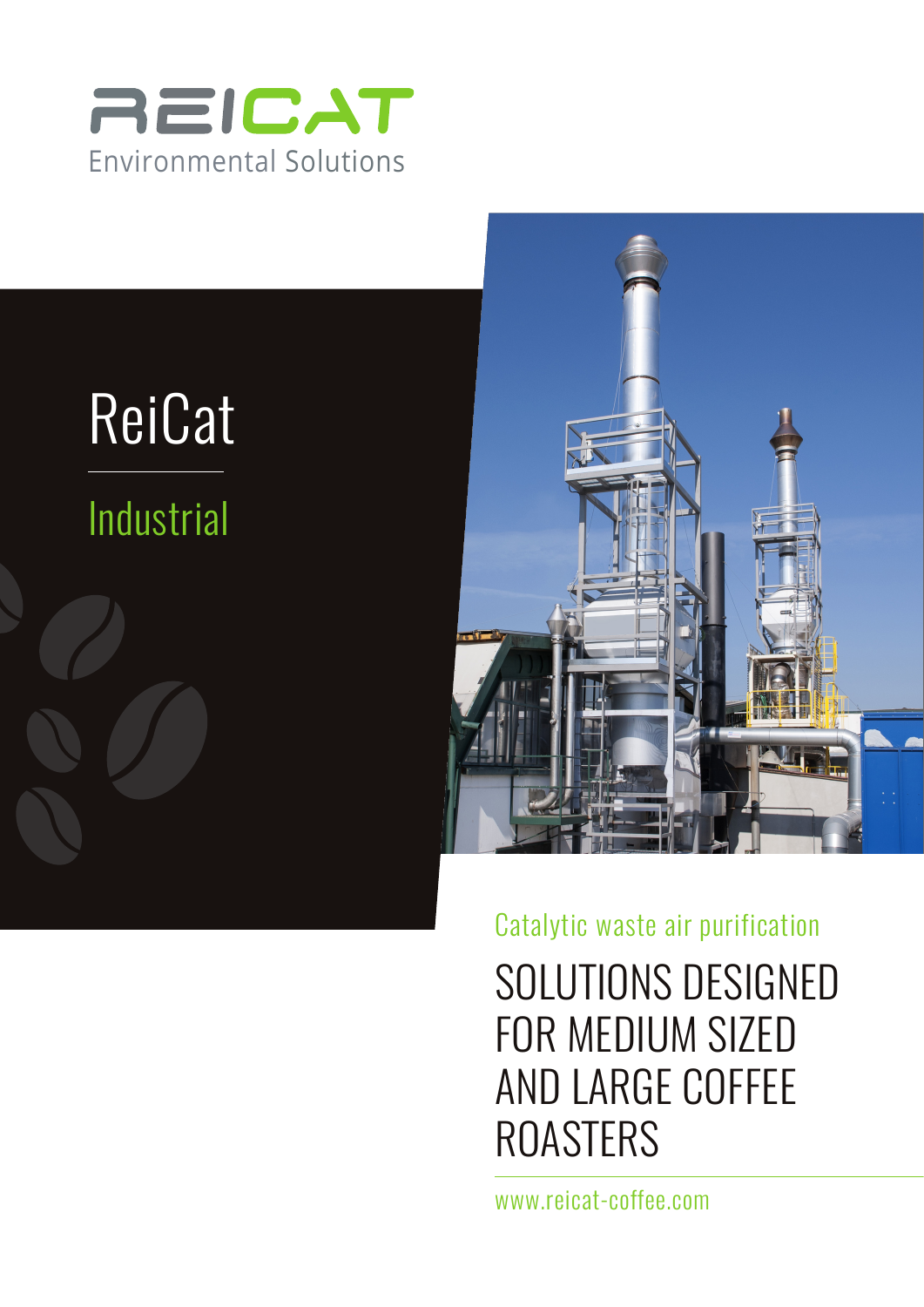REICAT
Environmental Solutions

# ReiCat

## Industrial

Catalytic waste air purification

# SOLUTIONS DESIGNED FOR MEDIUM SIZED AND LARGE COFFEE ROASTERS

www.reicat-coffee.com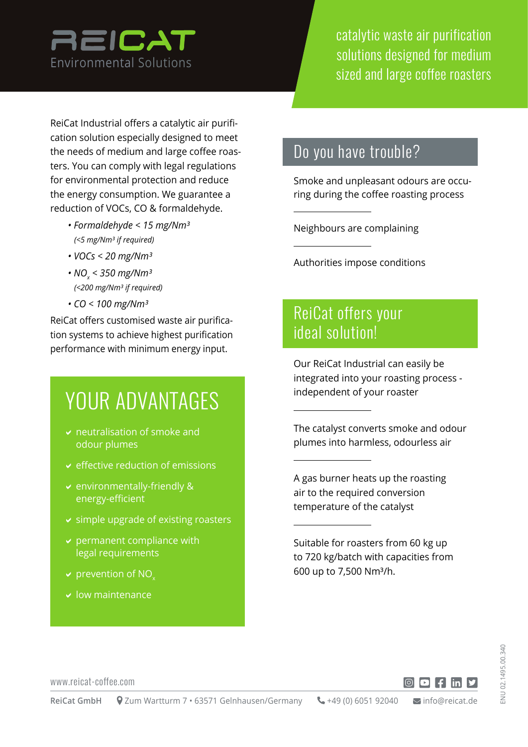# REICAT

Environmental Solutions

catalytic waste air purification solutions designed for medium sized and large coffee roasters

ReiCat Industrial offers a catalytic air purification solution especially designed to meet the needs of medium and large coffee roasters. You can comply with legal regulations for environmental protection and reduce the energy consumption. We guarantee a reduction of VOCs, CO & formaldehyde.

- *Formaldehyde < 15 mg/Nm³*
  *(<5 mg/Nm³ if required)*
- *VOCs < 20 mg/Nm³*
- *$NO_x$ < 350 mg/Nm³*
  *(<200 mg/Nm³ if required)*
- *CO < 100 mg/Nm³*

ReiCat offers customised waste air purification systems to achieve highest purification performance with minimum energy input.

## YOUR ADVANTAGES

- neutralisation of smoke and odour plumes
- effective reduction of emissions
- environmentally-friendly & energy-efficient
- simple upgrade of existing roasters
- permanent compliance with legal requirements
- prevention of $NO_x$
- low maintenance

## Do you have trouble?

Smoke and unpleasant odours are occuring during the coffee roasting process

Neighbours are complaining

Authorities impose conditions

## ReiCat offers your ideal solution!

Our ReiCat Industrial can easily be integrated into your roasting process - independent of your roaster

The catalyst converts smoke and odour plumes into harmless, odourless air

A gas burner heats up the roasting air to the required conversion temperature of the catalyst

Suitable for roasters from 60 kg up to 720 kg/batch with capacities from 600 up to 7,500 Nm³/h.

www.reicat-coffee.com

**ReiCat GmbH** Zum Wartturm 7 • 63571 Gelnhausen/Germany +49 (0) 6051 92040 info@reicat.de

ENU 02.1495.00.340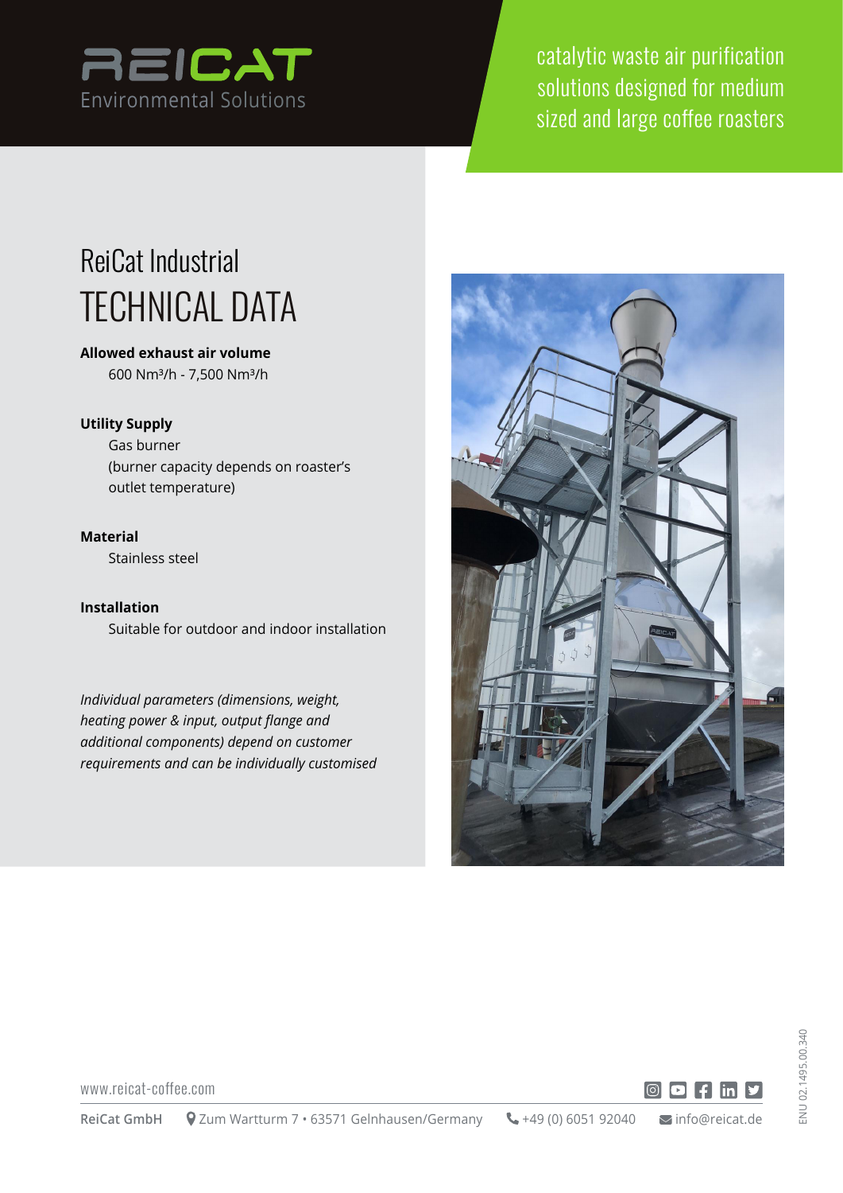REICAT
Environmental Solutions

catalytic waste air purification solutions designed for medium sized and large coffee roasters

# ReiCat Industrial
# TECHNICAL DATA

**Allowed exhaust air volume**
600 $Nm^3/h$ - 7,500 $Nm^3/h$

**Utility Supply**
Gas burner
(burner capacity depends on roaster's outlet temperature)

**Material**
Stainless steel

**Installation**
Suitable for outdoor and indoor installation

*Individual parameters (dimensions, weight, heating power & input, output flange and additional components) depend on customer requirements and can be individually customised*

www.reicat-coffee.com

ReiCat GmbH   Zum Wartturm 7 • 63571 Gelnhausen/Germany   +49 (0) 6051 92040   info@reicat.de

ENU 02.1495.00.340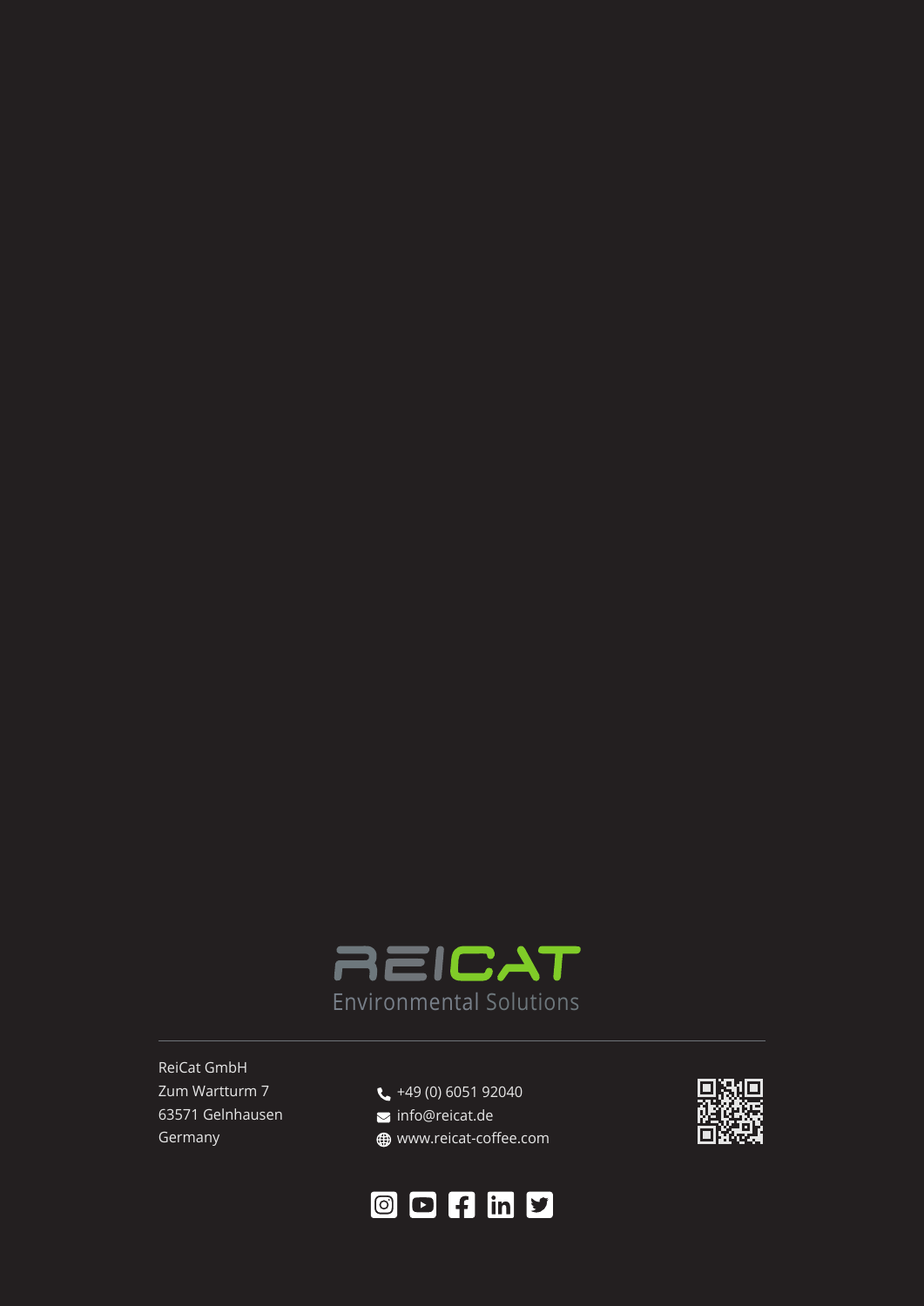REICAT

Environmental Solutions

ReiCat GmbH
Zum Wartturm 7
63571 Gelnhausen
Germany

+49 (0) 6051 92040
info@reicat.de
www.reicat-coffee.com